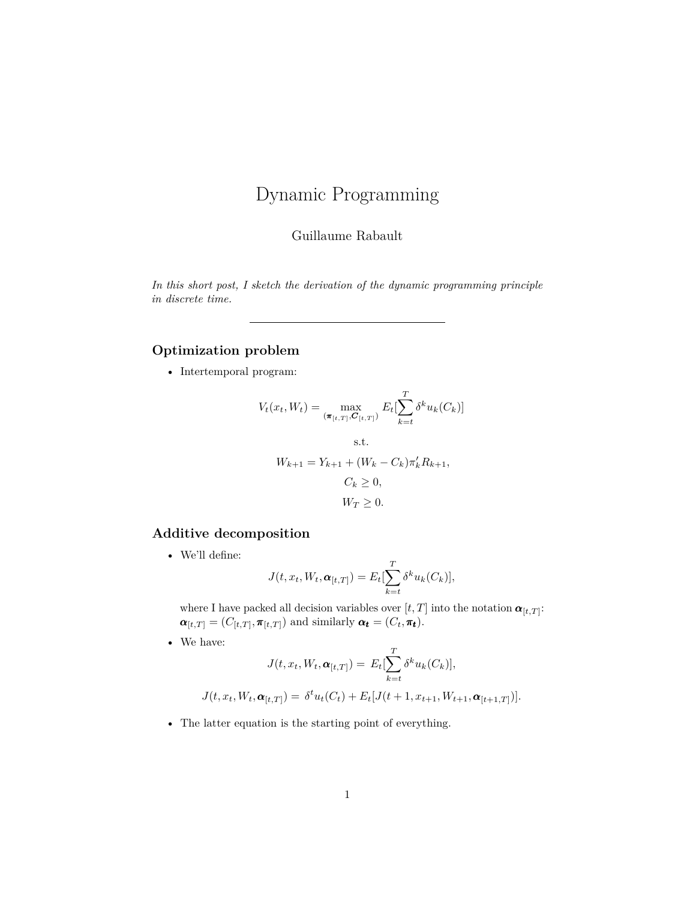# Dynamic Programming

Guillaume Rabault

*In this short post, I sketch the derivation of the dynamic programming principle in discrete time.*

---

## Optimization problem

- Intertemporal program:

$$V_t(x_t, W_t) = \max_{(\boldsymbol{\pi}_{[t,T]}, \boldsymbol{C}_{[t,T]})} E_t[\sum_{k=t}^{T} \delta^k u_k(C_k)]$$

$$\text{s.t.}$$

$$W_{k+1} = Y_{k+1} + (W_k - C_k)\pi_k' R_{k+1},$$

$$C_k \geq 0,$$

$$W_T \geq 0.$$

## Additive decomposition

- We'll define:

$$J(t, x_t, W_t, \boldsymbol{\alpha}_{[t,T]}) = E_t[\sum_{k=t}^{T} \delta^k u_k(C_k)],$$

  where I have packed all decision variables over $[t, T]$ into the notation $\boldsymbol{\alpha}_{[t,T]}$: $\boldsymbol{\alpha}_{[t,T]} = (C_{[t,T]}, \boldsymbol{\pi}_{[t,T]})$ and similarly $\boldsymbol{\alpha_t} = (C_t, \boldsymbol{\pi_t})$.

- We have:

$$J(t, x_t, W_t, \boldsymbol{\alpha}_{[t,T]}) = E_t[\sum_{k=t}^{T} \delta^k u_k(C_k)],$$

$$J(t, x_t, W_t, \boldsymbol{\alpha}_{[t,T]}) = \delta^t u_t(C_t) + E_t[J(t+1, x_{t+1}, W_{t+1}, \boldsymbol{\alpha}_{[t+1,T]})].$$

- The latter equation is the starting point of everything.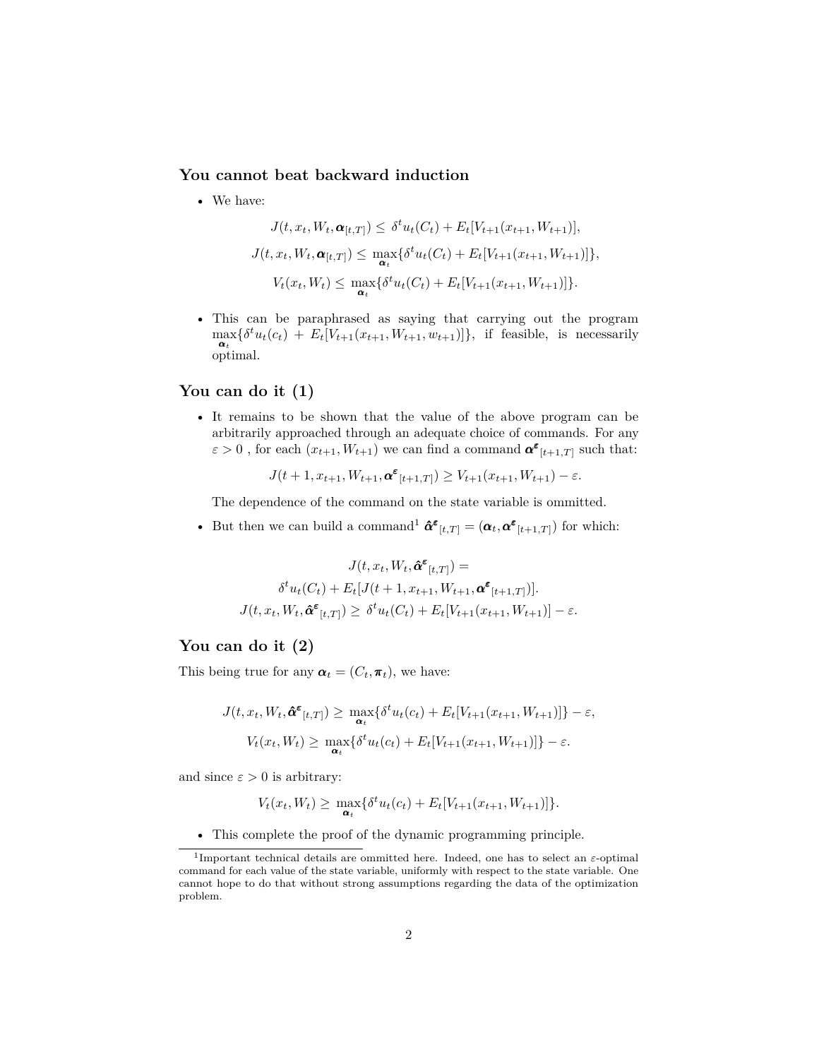## You cannot beat backward induction

- We have:

$$J(t, x_t, W_t, \boldsymbol{\alpha}_{[t,T]}) \leq \delta^t u_t(C_t) + E_t[V_{t+1}(x_{t+1}, W_{t+1})],$$

$$J(t, x_t, W_t, \boldsymbol{\alpha}_{[t,T]}) \leq \max_{\boldsymbol{\alpha}_t}\{\delta^t u_t(C_t) + E_t[V_{t+1}(x_{t+1}, W_{t+1})]\},$$

$$V_t(x_t, W_t) \leq \max_{\boldsymbol{\alpha}_t}\{\delta^t u_t(C_t) + E_t[V_{t+1}(x_{t+1}, W_{t+1})]\}.$$

- This can be paraphrased as saying that carrying out the program $\max_{\boldsymbol{\alpha}_t}\{\delta^t u_t(c_t) + E_t[V_{t+1}(x_{t+1}, W_{t+1}, w_{t+1})]\}$, if feasible, is necessarily optimal.

## You can do it (1)

- It remains to be shown that the value of the above program can be arbitrarily approached through an adequate choice of commands. For any $\varepsilon > 0$ , for each $(x_{t+1}, W_{t+1})$ we can find a command $\boldsymbol{\alpha^\varepsilon}_{[t+1,T]}$ such that:

$$J(t+1, x_{t+1}, W_{t+1}, \boldsymbol{\alpha^\varepsilon}_{[t+1,T]}) \geq V_{t+1}(x_{t+1}, W_{t+1}) - \varepsilon.$$

  The dependence of the command on the state variable is ommitted.

- But then we can build a command[1] $\hat{\boldsymbol{\alpha}}^{\boldsymbol{\varepsilon}}{}_{[t,T]} = (\boldsymbol{\alpha}_t, \boldsymbol{\alpha^\varepsilon}_{[t+1,T]})$ for which:

$$J(t, x_t, W_t, \hat{\boldsymbol{\alpha}}^{\boldsymbol{\varepsilon}}{}_{[t,T]}) =$$
$$\delta^t u_t(C_t) + E_t[J(t+1, x_{t+1}, W_{t+1}, \boldsymbol{\alpha^\varepsilon}_{[t+1,T]})].$$
$$J(t, x_t, W_t, \hat{\boldsymbol{\alpha}}^{\boldsymbol{\varepsilon}}{}_{[t,T]}) \geq \delta^t u_t(C_t) + E_t[V_{t+1}(x_{t+1}, W_{t+1})] - \varepsilon.$$

## You can do it (2)

This being true for any $\boldsymbol{\alpha}_t = (C_t, \boldsymbol{\pi}_t)$, we have:

$$J(t, x_t, W_t, \hat{\boldsymbol{\alpha}}^{\boldsymbol{\varepsilon}}{}_{[t,T]}) \geq \max_{\boldsymbol{\alpha}_t}\{\delta^t u_t(c_t) + E_t[V_{t+1}(x_{t+1}, W_{t+1})]\} - \varepsilon,$$

$$V_t(x_t, W_t) \geq \max_{\boldsymbol{\alpha}_t}\{\delta^t u_t(c_t) + E_t[V_{t+1}(x_{t+1}, W_{t+1})]\} - \varepsilon.$$

and since $\varepsilon > 0$ is arbitrary:

$$V_t(x_t, W_t) \geq \max_{\boldsymbol{\alpha}_t}\{\delta^t u_t(c_t) + E_t[V_{t+1}(x_{t+1}, W_{t+1})]\}.$$

- This complete the proof of the dynamic programming principle.

---

[1] Important technical details are ommitted here. Indeed, one has to select an $\varepsilon$-optimal command for each value of the state variable, uniformly with respect to the state variable. One cannot hope to do that without strong assumptions regarding the data of the optimization problem.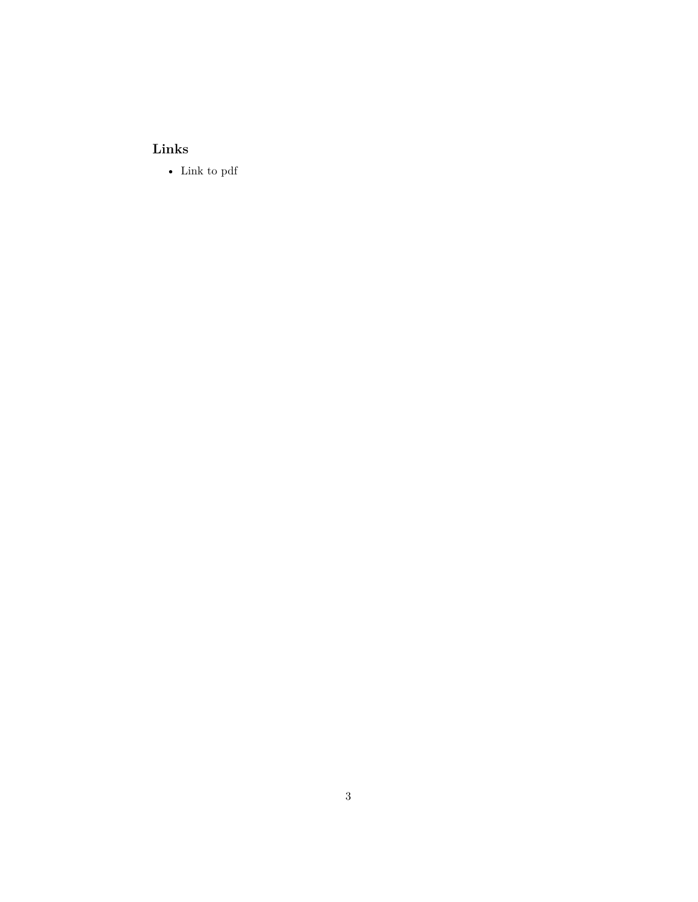## Links

- Link to pdf